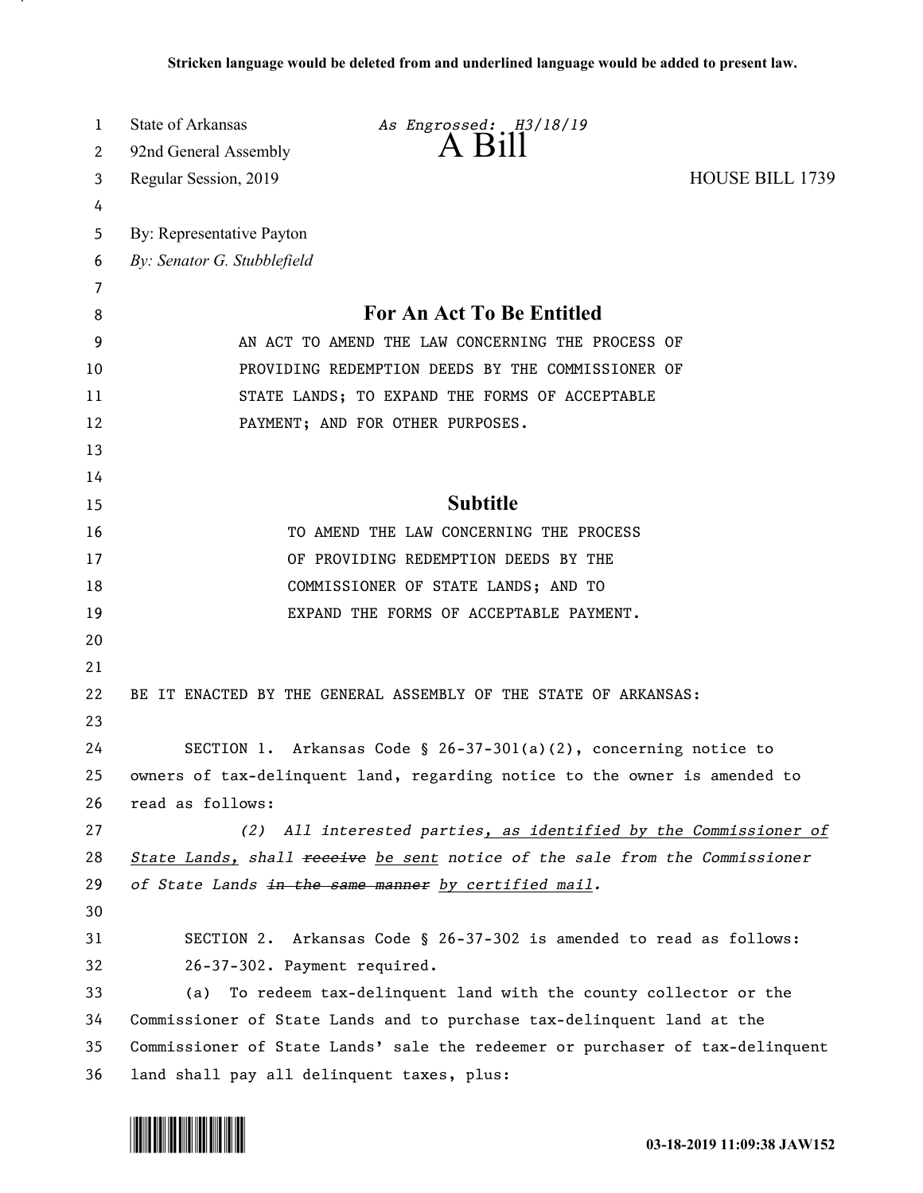**Stricken language would be deleted from and underlined language would be added to present law.**

State of Arkansas *As Engrossed: H3/18/19*

92nd General Assembly

# A Bill

Regular Session, 2019 HOUSE BILL 1739

By: Representative Payton

*By: Senator G. Stubblefield*

## For An Act To Be Entitled

AN ACT TO AMEND THE LAW CONCERNING THE PROCESS OF PROVIDING REDEMPTION DEEDS BY THE COMMISSIONER OF STATE LANDS; TO EXPAND THE FORMS OF ACCEPTABLE PAYMENT; AND FOR OTHER PURPOSES.

## Subtitle

TO AMEND THE LAW CONCERNING THE PROCESS OF PROVIDING REDEMPTION DEEDS BY THE COMMISSIONER OF STATE LANDS; AND TO EXPAND THE FORMS OF ACCEPTABLE PAYMENT.

BE IT ENACTED BY THE GENERAL ASSEMBLY OF THE STATE OF ARKANSAS:

SECTION 1. Arkansas Code § 26-37-301(a)(2), concerning notice to owners of tax-delinquent land, regarding notice to the owner is amended to read as follows:

*(2) All interested parties<u>, as identified by the Commissioner of State Lands,</u> shall ~~receive~~ <u>be sent</u> notice of the sale from the Commissioner of State Lands ~~in the same manner~~ <u>by certified mail</u>.*

SECTION 2. Arkansas Code § 26-37-302 is amended to read as follows:

26-37-302. Payment required.

(a) To redeem tax-delinquent land with the county collector or the Commissioner of State Lands and to purchase tax-delinquent land at the Commissioner of State Lands' sale the redeemer or purchaser of tax-delinquent land shall pay all delinquent taxes, plus: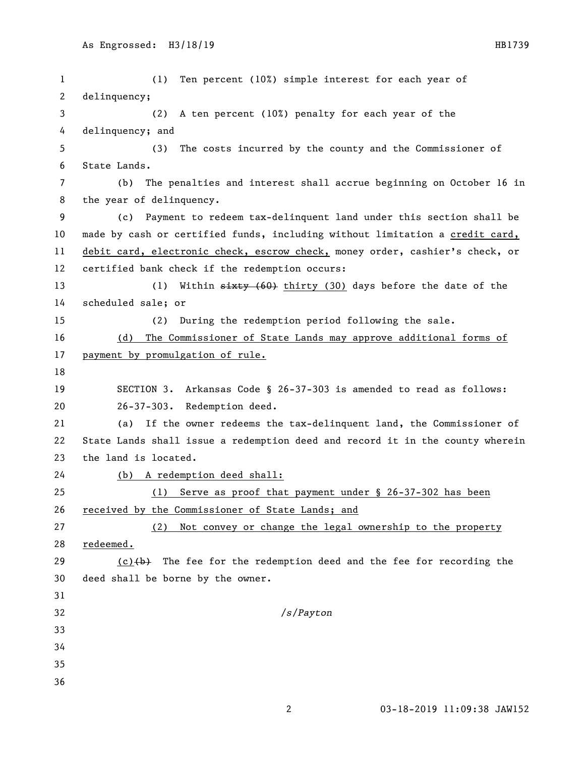(1) Ten percent (10%) simple interest for each year of delinquency;

(2) A ten percent (10%) penalty for each year of the delinquency; and

(3) The costs incurred by the county and the Commissioner of State Lands.

(b) The penalties and interest shall accrue beginning on October 16 in the year of delinquency.

(c) Payment to redeem tax-delinquent land under this section shall be made by cash or certified funds, including without limitation a <u>credit card, debit card, electronic check, escrow check,</u> money order, cashier's check, or certified bank check if the redemption occurs:

(1) Within ~~sixty (60)~~ <u>thirty (30)</u> days before the date of the scheduled sale; or

(2) During the redemption period following the sale.

<u>(d) The Commissioner of State Lands may approve additional forms of payment by promulgation of rule.</u>

SECTION 3. Arkansas Code § 26-37-303 is amended to read as follows:

26-37-303. Redemption deed.

(a) If the owner redeems the tax-delinquent land, the Commissioner of State Lands shall issue a redemption deed and record it in the county wherein the land is located.

<u>(b) A redemption deed shall:</u>

<u>(1) Serve as proof that payment under § 26-37-302 has been received by the Commissioner of State Lands; and</u>

<u>(2) Not convey or change the legal ownership to the property redeemed.</u>

<u>(c)</u>~~(b)~~ The fee for the redemption deed and the fee for recording the deed shall be borne by the owner.

*/s/Payton*